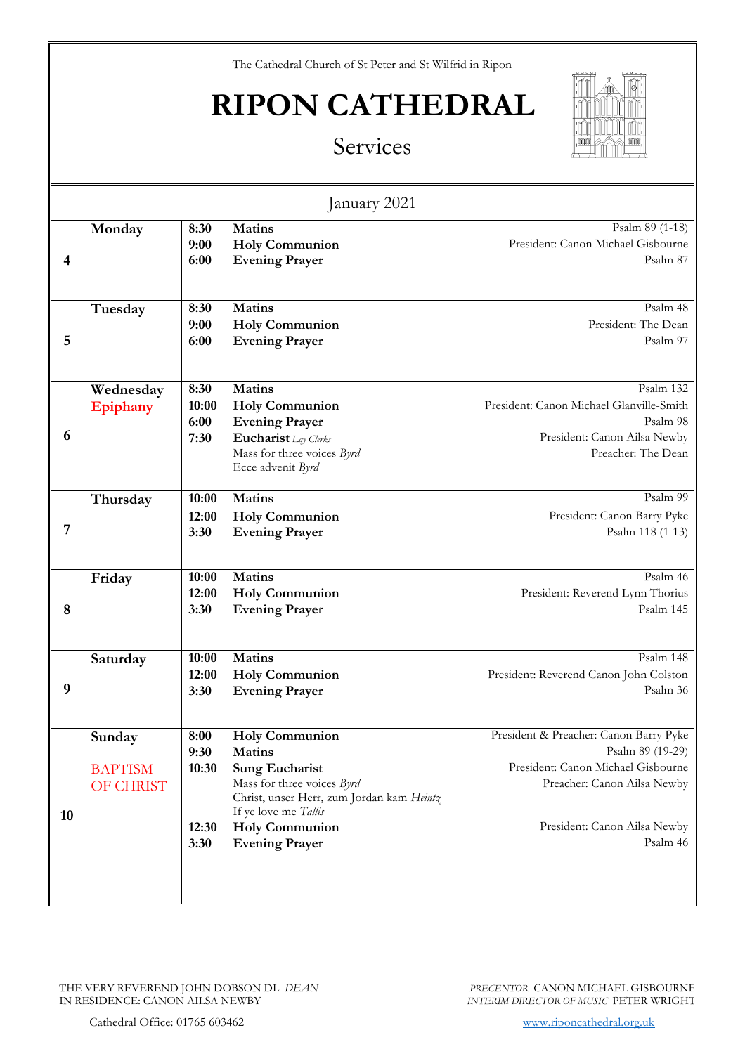The Cathedral Church of St Peter and St Wilfrid in Ripon

# RIPON CATHEDRAL

## Services

### January 2021

| Date | Day | Time | Service | Details |
|---|---|---|---|---|
| 4 | Monday | 8:30 | **Matins** | Psalm 89 (1-18) |
| | | 9:00 | **Holy Communion** | President: Canon Michael Gisbourne |
| | | 6:00 | **Evening Prayer** | Psalm 87 |
| 5 | Tuesday | 8:30 | **Matins** | Psalm 48 |
| | | 9:00 | **Holy Communion** | President: The Dean |
| | | 6:00 | **Evening Prayer** | Psalm 97 |
| 6 | Wednesday Epiphany | 8:30 | **Matins** | Psalm 132 |
| | | 10:00 | **Holy Communion** | President: Canon Michael Glanville-Smith |
| | | 6:00 | **Evening Prayer** | Psalm 98 |
| | | 7:30 | **Eucharist** *Lay Clerks* | President: Canon Ailsa Newby |
| | | | Mass for three voices *Byrd* | Preacher: The Dean |
| | | | Ecce advenit *Byrd* | |
| 7 | Thursday | 10:00 | **Matins** | Psalm 99 |
| | | 12:00 | **Holy Communion** | President: Canon Barry Pyke |
| | | 3:30 | **Evening Prayer** | Psalm 118 (1-13) |
| 8 | Friday | 10:00 | **Matins** | Psalm 46 |
| | | 12:00 | **Holy Communion** | President: Reverend Lynn Thorius |
| | | 3:30 | **Evening Prayer** | Psalm 145 |
| 9 | Saturday | 10:00 | **Matins** | Psalm 148 |
| | | 12:00 | **Holy Communion** | President: Reverend Canon John Colston |
| | | 3:30 | **Evening Prayer** | Psalm 36 |
| 10 | Sunday BAPTISM OF CHRIST | 8:00 | **Holy Communion** | President & Preacher: Canon Barry Pyke |
| | | 9:30 | **Matins** | Psalm 89 (19-29) |
| | | 10:30 | **Sung Eucharist** | President: Canon Michael Gisbourne |
| | | | Mass for three voices *Byrd* | Preacher: Canon Ailsa Newby |
| | | | Christ, unser Herr, zum Jordan kam *Heintz* | |
| | | | If ye love me *Tallis* | |
| | | 12:30 | **Holy Communion** | President: Canon Ailsa Newby |
| | | 3:30 | **Evening Prayer** | Psalm 46 |

THE VERY REVEREND JOHN DOBSON DL *DEAN*
IN RESIDENCE: CANON AILSA NEWBY

*PRECENTOR* CANON MICHAEL GISBOURNE
*INTERIM DIRECTOR OF MUSIC* PETER WRIGHT

Cathedral Office: 01765 603462

www.riponcathedral.org.uk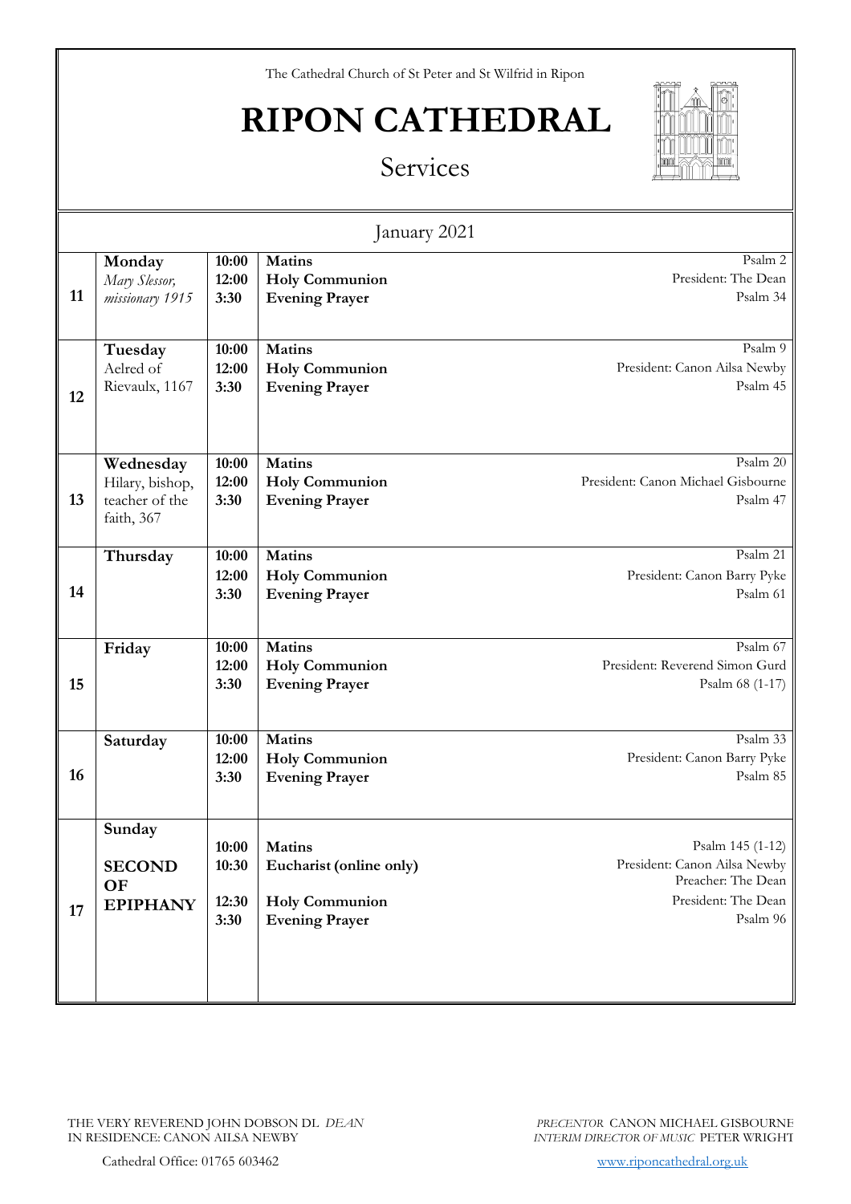The Cathedral Church of St Peter and St Wilfrid in Ripon

# RIPON CATHEDRAL

## Services

| January 2021 | | | | |
|---|---|---|---|---|
| **11** | **Monday**<br>*Mary Slessor, missionary 1915* | **10:00**<br>**12:00**<br>**3:30** | **Matins**<br>**Holy Communion**<br>**Evening Prayer** | Psalm 2<br>President: The Dean<br>Psalm 34 |
| **12** | **Tuesday**<br>Aelred of Rievaulx, 1167 | **10:00**<br>**12:00**<br>**3:30** | **Matins**<br>**Holy Communion**<br>**Evening Prayer** | Psalm 9<br>President: Canon Ailsa Newby<br>Psalm 45 |
| **13** | **Wednesday**<br>Hilary, bishop, teacher of the faith, 367 | **10:00**<br>**12:00**<br>**3:30** | **Matins**<br>**Holy Communion**<br>**Evening Prayer** | Psalm 20<br>President: Canon Michael Gisbourne<br>Psalm 47 |
| **14** | **Thursday** | **10:00**<br>**12:00**<br>**3:30** | **Matins**<br>**Holy Communion**<br>**Evening Prayer** | Psalm 21<br>President: Canon Barry Pyke<br>Psalm 61 |
| **15** | **Friday** | **10:00**<br>**12:00**<br>**3:30** | **Matins**<br>**Holy Communion**<br>**Evening Prayer** | Psalm 67<br>President: Reverend Simon Gurd<br>Psalm 68 (1-17) |
| **16** | **Saturday** | **10:00**<br>**12:00**<br>**3:30** | **Matins**<br>**Holy Communion**<br>**Evening Prayer** | Psalm 33<br>President: Canon Barry Pyke<br>Psalm 85 |
| **17** | **Sunday**<br>**SECOND OF EPIPHANY** | **10:00**<br>**10:30**<br>**12:30**<br>**3:30** | **Matins**<br>**Eucharist (online only)**<br>**Holy Communion**<br>**Evening Prayer** | Psalm 145 (1-12)<br>President: Canon Ailsa Newby<br>Preacher: The Dean<br>President: The Dean<br>Psalm 96 |

THE VERY REVEREND JOHN DOBSON DL *DEAN*
IN RESIDENCE: CANON AILSA NEWBY

*PRECENTOR* CANON MICHAEL GISBOURNE
*INTERIM DIRECTOR OF MUSIC* PETER WRIGHT

Cathedral Office: 01765 603462

www.riponcathedral.org.uk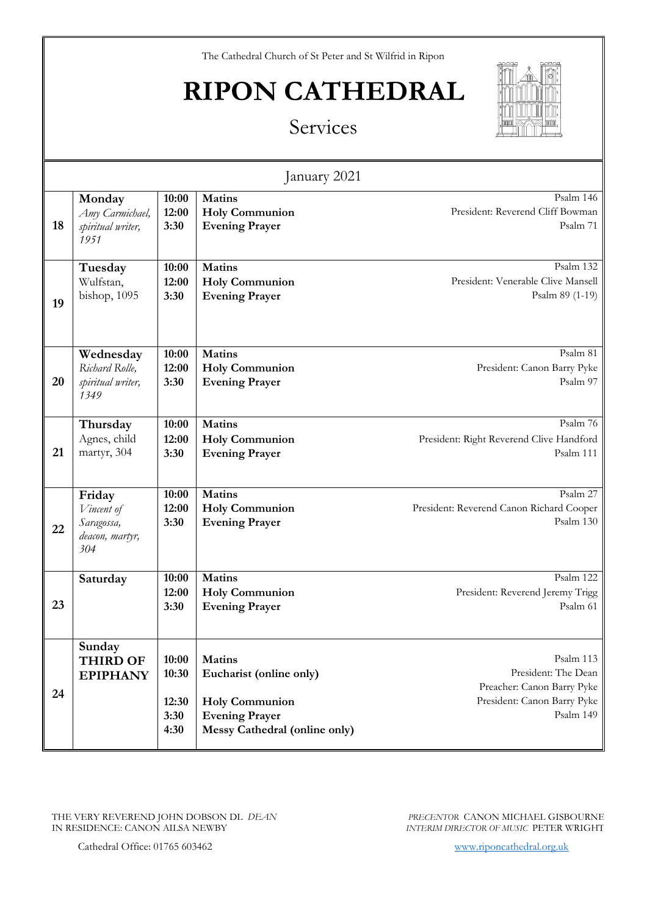The Cathedral Church of St Peter and St Wilfrid in Ripon

# RIPON CATHEDRAL

## Services

### January 2021

| | | | | |
|---|---|---|---|---|
| **18** | **Monday** *Amy Carmichael, spiritual writer, 1951* | **10:00**<br>**12:00**<br>**3:30** | **Matins**<br>**Holy Communion**<br>**Evening Prayer** | Psalm 146<br>President: Reverend Cliff Bowman<br>Psalm 71 |
| **19** | **Tuesday** Wulfstan, bishop, 1095 | **10:00**<br>**12:00**<br>**3:30** | **Matins**<br>**Holy Communion**<br>**Evening Prayer** | Psalm 132<br>President: Venerable Clive Mansell<br>Psalm 89 (1-19) |
| **20** | **Wednesday** *Richard Rolle, spiritual writer, 1349* | **10:00**<br>**12:00**<br>**3:30** | **Matins**<br>**Holy Communion**<br>**Evening Prayer** | Psalm 81<br>President: Canon Barry Pyke<br>Psalm 97 |
| **21** | **Thursday** Agnes, child martyr, 304 | **10:00**<br>**12:00**<br>**3:30** | **Matins**<br>**Holy Communion**<br>**Evening Prayer** | Psalm 76<br>President: Right Reverend Clive Handford<br>Psalm 111 |
| **22** | **Friday** *Vincent of Saragossa, deacon, martyr, 304* | **10:00**<br>**12:00**<br>**3:30** | **Matins**<br>**Holy Communion**<br>**Evening Prayer** | Psalm 27<br>President: Reverend Canon Richard Cooper<br>Psalm 130 |
| **23** | **Saturday** | **10:00**<br>**12:00**<br>**3:30** | **Matins**<br>**Holy Communion**<br>**Evening Prayer** | Psalm 122<br>President: Reverend Jeremy Trigg<br>Psalm 61 |
| **24** | **Sunday** **THIRD OF EPIPHANY** | **10:00**<br>**10:30**<br><br>**12:30**<br>**3:30**<br>**4:30** | **Matins**<br>**Eucharist (online only)**<br><br>**Holy Communion**<br>**Evening Prayer**<br>**Messy Cathedral (online only)** | Psalm 113<br>President: The Dean<br>Preacher: Canon Barry Pyke<br>President: Canon Barry Pyke<br>Psalm 149 |

THE VERY REVEREND JOHN DOBSON DL *DEAN*
IN RESIDENCE: CANON AILSA NEWBY

*PRECENTOR* CANON MICHAEL GISBOURNE
*INTERIM DIRECTOR OF MUSIC* PETER WRIGHT

Cathedral Office: 01765 603462

www.riponcathedral.org.uk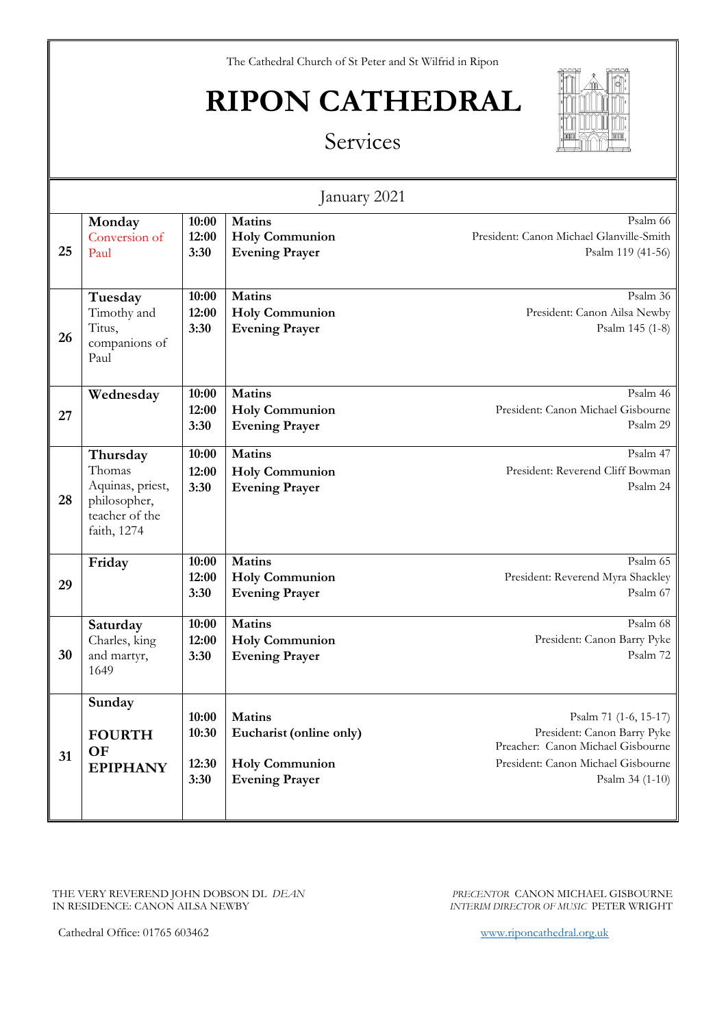The Cathedral Church of St Peter and St Wilfrid in Ripon

# RIPON CATHEDRAL

## Services

### January 2021

| | | | | |
|---|---|---|---|---|
| **25** | **Monday** Conversion of Paul | **10:00** **12:00** **3:30** | **Matins** **Holy Communion** **Evening Prayer** | Psalm 66 President: Canon Michael Glanville-Smith Psalm 119 (41-56) |
| **26** | **Tuesday** Timothy and Titus, companions of Paul | **10:00** **12:00** **3:30** | **Matins** **Holy Communion** **Evening Prayer** | Psalm 36 President: Canon Ailsa Newby Psalm 145 (1-8) |
| **27** | **Wednesday** | **10:00** **12:00** **3:30** | **Matins** **Holy Communion** **Evening Prayer** | Psalm 46 President: Canon Michael Gisbourne Psalm 29 |
| **28** | **Thursday** Thomas Aquinas, priest, philosopher, teacher of the faith, 1274 | **10:00** **12:00** **3:30** | **Matins** **Holy Communion** **Evening Prayer** | Psalm 47 President: Reverend Cliff Bowman Psalm 24 |
| **29** | **Friday** | **10:00** **12:00** **3:30** | **Matins** **Holy Communion** **Evening Prayer** | Psalm 65 President: Reverend Myra Shackley Psalm 67 |
| **30** | **Saturday** Charles, king and martyr, 1649 | **10:00** **12:00** **3:30** | **Matins** **Holy Communion** **Evening Prayer** | Psalm 68 President: Canon Barry Pyke Psalm 72 |
| **31** | **Sunday** **FOURTH OF EPIPHANY** | **10:00** **10:30** **12:30** **3:30** | **Matins** **Eucharist (online only)** **Holy Communion** **Evening Prayer** | Psalm 71 (1-6, 15-17) President: Canon Barry Pyke Preacher: Canon Michael Gisbourne President: Canon Michael Gisbourne Psalm 34 (1-10) |

THE VERY REVEREND JOHN DOBSON DL *DEAN*
IN RESIDENCE: CANON AILSA NEWBY

*PRECENTOR* CANON MICHAEL GISBOURNE
*INTERIM DIRECTOR OF MUSIC* PETER WRIGHT

Cathedral Office: 01765 603462

www.riponcathedral.org.uk